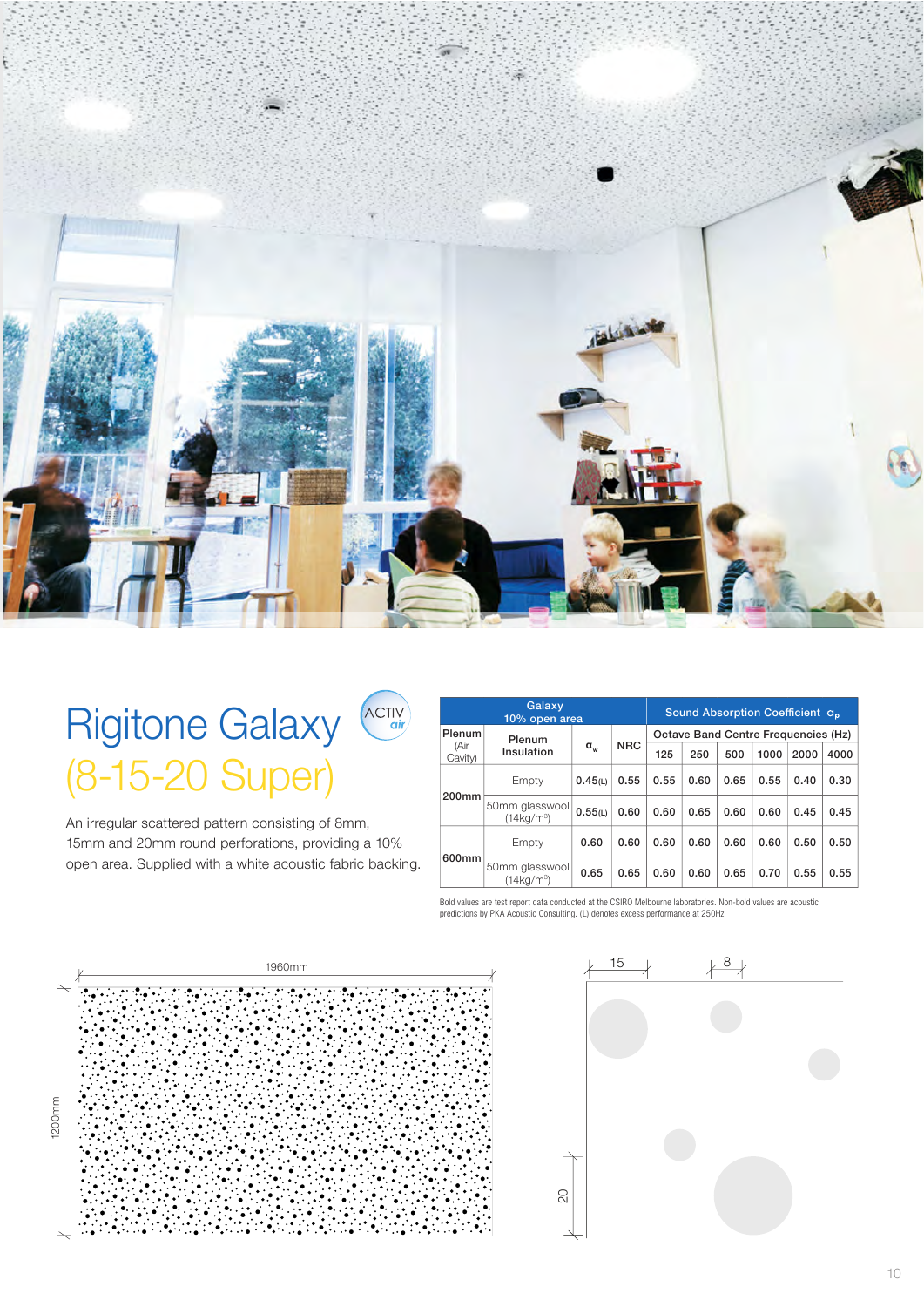# Rigitone Galaxy (8-15-20 Super)

ACTIV air

An irregular scattered pattern consisting of 8mm, 15mm and 20mm round perforations, providing a 10% open area. Supplied with a white acoustic fabric backing.

| Galaxy 10% open area | | | | Sound Absorption Coefficient $\alpha_p$ | | | | | |
|---|---|---|---|---|---|---|---|---|---|
| Plenum (Air Cavity) | Plenum Insulation | $\alpha_w$ | NRC | Octave Band Centre Frequencies (Hz) | | | | | |
| | | | | 125 | 250 | 500 | 1000 | 2000 | 4000 |
| 200mm | Empty | 0.45(L) | 0.55 | 0.55 | 0.60 | 0.65 | 0.55 | 0.40 | 0.30 |
| | 50mm glasswool (14kg/m³) | 0.55(L) | 0.60 | 0.60 | 0.65 | 0.60 | 0.60 | 0.45 | 0.45 |
| 600mm | Empty | 0.60 | 0.60 | 0.60 | 0.60 | 0.60 | 0.60 | 0.50 | 0.50 |
| | 50mm glasswool (14kg/m³) | 0.65 | 0.65 | 0.60 | 0.60 | 0.65 | 0.70 | 0.55 | 0.55 |

Bold values are test report data conducted at the CSIRO Melbourne laboratories. Non-bold values are acoustic predictions by PKA Acoustic Consulting. (L) denotes excess performance at 250Hz

1960mm

1200mm

15

8

20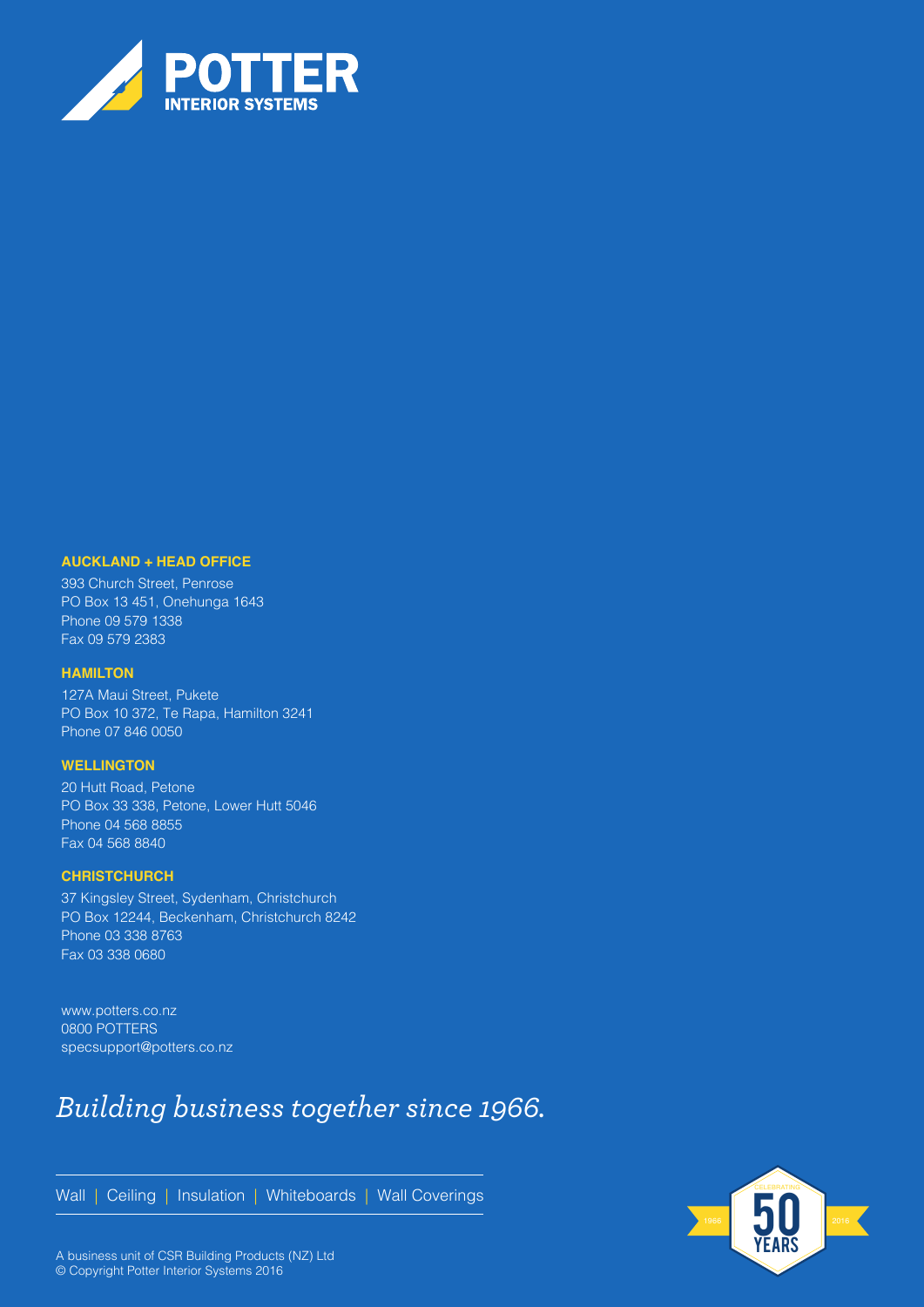# POTTER
INTERIOR SYSTEMS

**AUCKLAND + HEAD OFFICE**

393 Church Street, Penrose
PO Box 13 451, Onehunga 1643
Phone 09 579 1338
Fax 09 579 2383

**HAMILTON**

127A Maui Street, Pukete
PO Box 10 372, Te Rapa, Hamilton 3241
Phone 07 846 0050

**WELLINGTON**

20 Hutt Road, Petone
PO Box 33 338, Petone, Lower Hutt 5046
Phone 04 568 8855
Fax 04 568 8840

**CHRISTCHURCH**

37 Kingsley Street, Sydenham, Christchurch
PO Box 12244, Beckenham, Christchurch 8242
Phone 03 338 8763
Fax 03 338 0680

www.potters.co.nz
0800 POTTERS
specsupport@potters.co.nz

*Building business together since 1966.*

Wall | Ceiling | Insulation | Whiteboards | Wall Coverings

CELEBRATING 50 YEARS 1966 2016

A business unit of CSR Building Products (NZ) Ltd
© Copyright Potter Interior Systems 2016